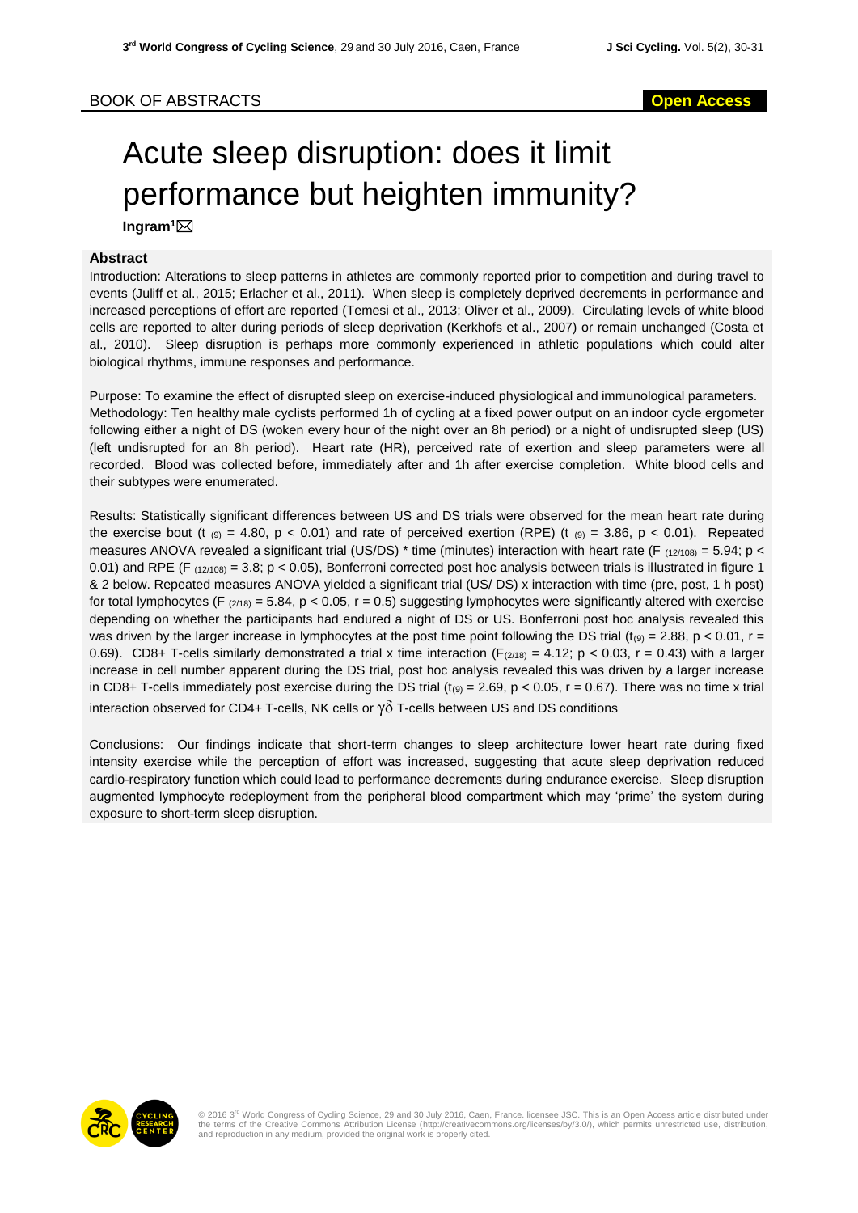BOOK OF ABSTRACTS

Open Access

# Acute sleep disruption: does it limit performance but heighten immunity?

**Ingram**[1]✉

### Abstract

Introduction: Alterations to sleep patterns in athletes are commonly reported prior to competition and during travel to events (Juliff et al., 2015; Erlacher et al., 2011). When sleep is completely deprived decrements in performance and increased perceptions of effort are reported (Temesi et al., 2013; Oliver et al., 2009). Circulating levels of white blood cells are reported to alter during periods of sleep deprivation (Kerkhofs et al., 2007) or remain unchanged (Costa et al., 2010). Sleep disruption is perhaps more commonly experienced in athletic populations which could alter biological rhythms, immune responses and performance.

Purpose: To examine the effect of disrupted sleep on exercise-induced physiological and immunological parameters.
Methodology: Ten healthy male cyclists performed 1h of cycling at a fixed power output on an indoor cycle ergometer following either a night of DS (woken every hour of the night over an 8h period) or a night of undisrupted sleep (US) (left undisrupted for an 8h period). Heart rate (HR), perceived rate of exertion and sleep parameters were all recorded. Blood was collected before, immediately after and 1h after exercise completion. White blood cells and their subtypes were enumerated.

Results: Statistically significant differences between US and DS trials were observed for the mean heart rate during the exercise bout ($t_{(9)} = 4.80$, $p < 0.01$) and rate of perceived exertion (RPE) ($t_{(9)} = 3.86$, $p < 0.01$). Repeated measures ANOVA revealed a significant trial (US/DS) * time (minutes) interaction with heart rate ($F_{(12/108)} = 5.94$; $p < 0.01$) and RPE ($F_{(12/108)} = 3.8$; $p < 0.05$), Bonferroni corrected post hoc analysis between trials is illustrated in figure 1 & 2 below. Repeated measures ANOVA yielded a significant trial (US/ DS) x interaction with time (pre, post, 1 h post) for total lymphocytes ($F_{(2/18)} = 5.84$, $p < 0.05$, $r = 0.5$) suggesting lymphocytes were significantly altered with exercise depending on whether the participants had endured a night of DS or US. Bonferroni post hoc analysis revealed this was driven by the larger increase in lymphocytes at the post time point following the DS trial ($t_{(9)} = 2.88$, $p < 0.01$, $r = 0.69$). CD8+ T-cells similarly demonstrated a trial x time interaction ($F_{(2/18)} = 4.12$; $p < 0.03$, $r = 0.43$) with a larger increase in cell number apparent during the DS trial, post hoc analysis revealed this was driven by a larger increase in CD8+ T-cells immediately post exercise during the DS trial ($t_{(9)} = 2.69$, $p < 0.05$, $r = 0.67$). There was no time x trial interaction observed for CD4+ T-cells, NK cells or $\gamma\delta$ T-cells between US and DS conditions

Conclusions: Our findings indicate that short-term changes to sleep architecture lower heart rate during fixed intensity exercise while the perception of effort was increased, suggesting that acute sleep deprivation reduced cardio-respiratory function which could lead to performance decrements during endurance exercise. Sleep disruption augmented lymphocyte redeployment from the peripheral blood compartment which may 'prime' the system during exposure to short-term sleep disruption.

© 2016 3rd World Congress of Cycling Science, 29 and 30 July 2016, Caen, France. licensee JSC. This is an Open Access article distributed under the terms of the Creative Commons Attribution License (http://creativecommons.org/licenses/by/3.0/), which permits unrestricted use, distribution, and reproduction in any medium, provided the original work is properly cited.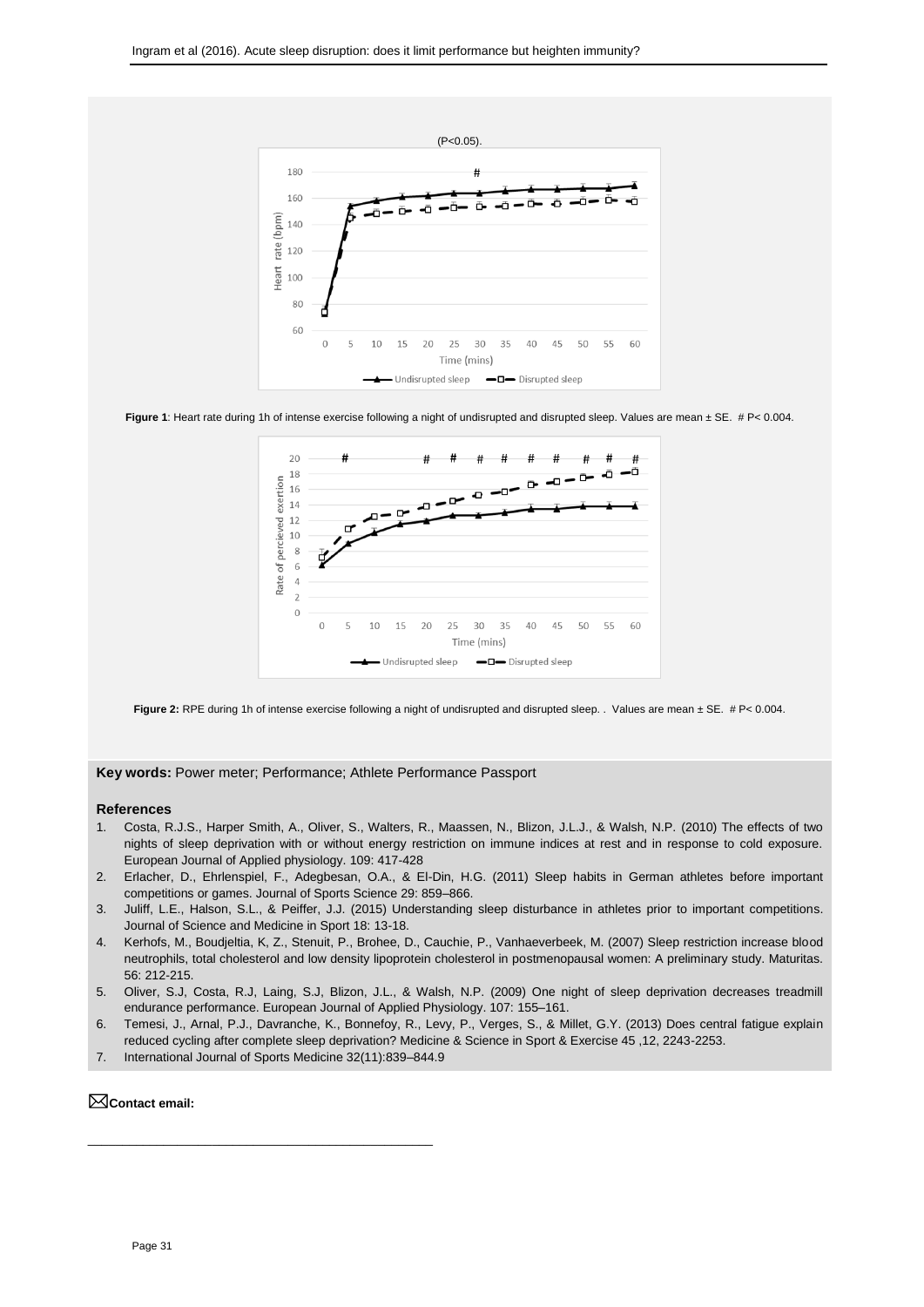(P<0.05).

180
160
140
120
100
80
60

Heart rate (bpm)

0 5 10 15 20 25 30 35 40 45 50 55 60

Time (mins)

#

Undisrupted sleep — Disrupted sleep

**Figure 1**: Heart rate during 1h of intense exercise following a night of undisrupted and disrupted sleep. Values are mean ± SE. # P< 0.004.

20
18
16
14
12
10
8
6
4
2
0

Rate of percieved exertion

0 5 10 15 20 25 30 35 40 45 50 55 60

Time (mins)

# # # # # # # # # #

Undisrupted sleep — Disrupted sleep

**Figure 2:** RPE during 1h of intense exercise following a night of undisrupted and disrupted sleep. . Values are mean ± SE. # P< 0.004.

**Key words:** Power meter; Performance; Athlete Performance Passport

### References

1. Costa, R.J.S., Harper Smith, A., Oliver, S., Walters, R., Maassen, N., Blizon, J.L.J., & Walsh, N.P. (2010) The effects of two nights of sleep deprivation with or without energy restriction on immune indices at rest and in response to cold exposure. European Journal of Applied physiology. 109: 417-428
2. Erlacher, D., Ehrlenspiel, F., Adegbesan, O.A., & El-Din, H.G. (2011) Sleep habits in German athletes before important competitions or games. Journal of Sports Science 29: 859–866.
3. Juliff, L.E., Halson, S.L., & Peiffer, J.J. (2015) Understanding sleep disturbance in athletes prior to important competitions. Journal of Science and Medicine in Sport 18: 13-18.
4. Kerhofs, M., Boudjeltia, K, Z., Stenuit, P., Brohee, D., Cauchie, P., Vanhaeverbeek, M. (2007) Sleep restriction increase blood neutrophils, total cholesterol and low density lipoprotein cholesterol in postmenopausal women: A preliminary study. Maturitas. 56: 212-215.
5. Oliver, S.J, Costa, R.J, Laing, S.J, Blizon, J.L., & Walsh, N.P. (2009) One night of sleep deprivation decreases treadmill endurance performance. European Journal of Applied Physiology. 107: 155–161.
6. Temesi, J., Arnal, P.J., Davranche, K., Bonnefoy, R., Levy, P., Verges, S., & Millet, G.Y. (2013) Does central fatigue explain reduced cycling after complete sleep deprivation? Medicine & Science in Sport & Exercise 45 ,12, 2243-2253.
7. International Journal of Sports Medicine 32(11):839–844.9

**Contact email:**